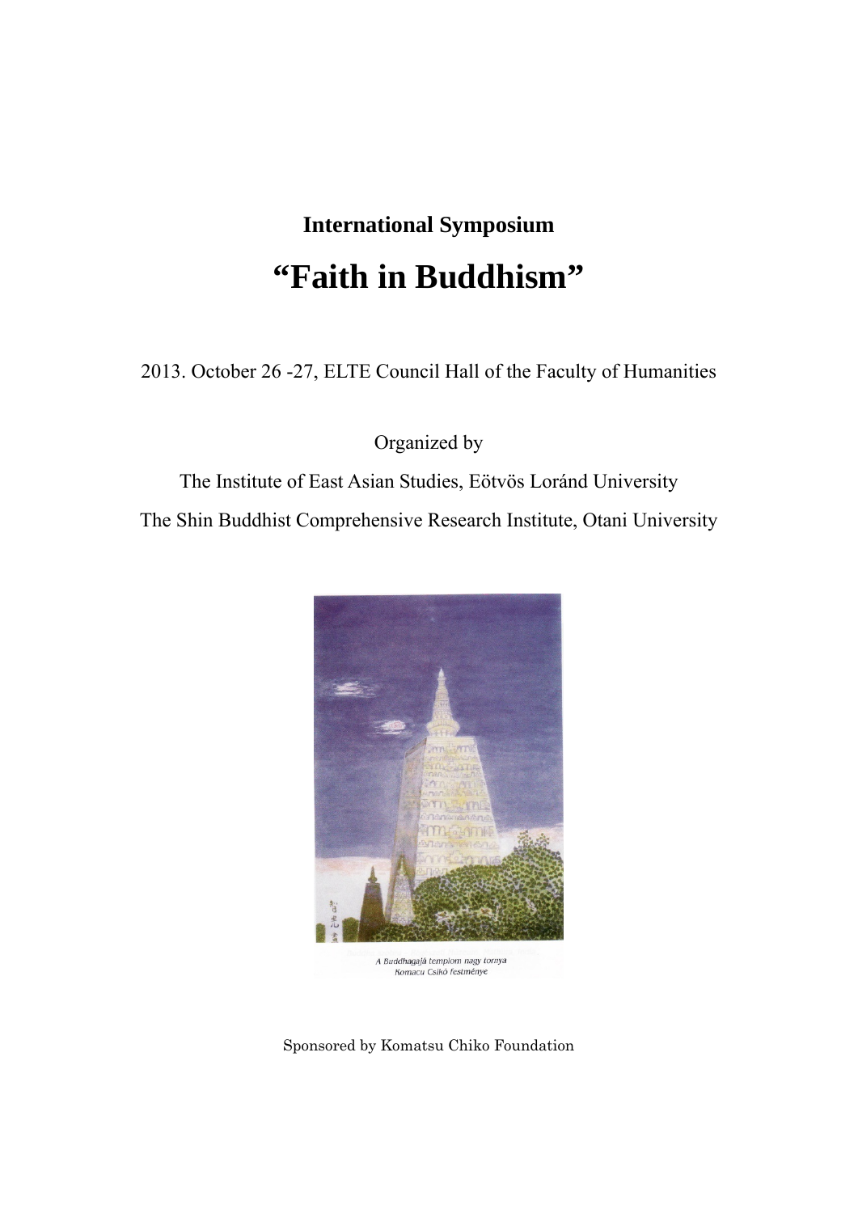**International Symposium**

# "Faith in Buddhism"

2013. October 26 -27, ELTE Council Hall of the Faculty of Humanities

Organized by

The Institute of East Asian Studies, Eötvös Loránd University

The Shin Buddhist Comprehensive Research Institute, Otani University

A Buddhagajá templom nagy tornya
Komacu Csikó festménye

Sponsored by Komatsu Chiko Foundation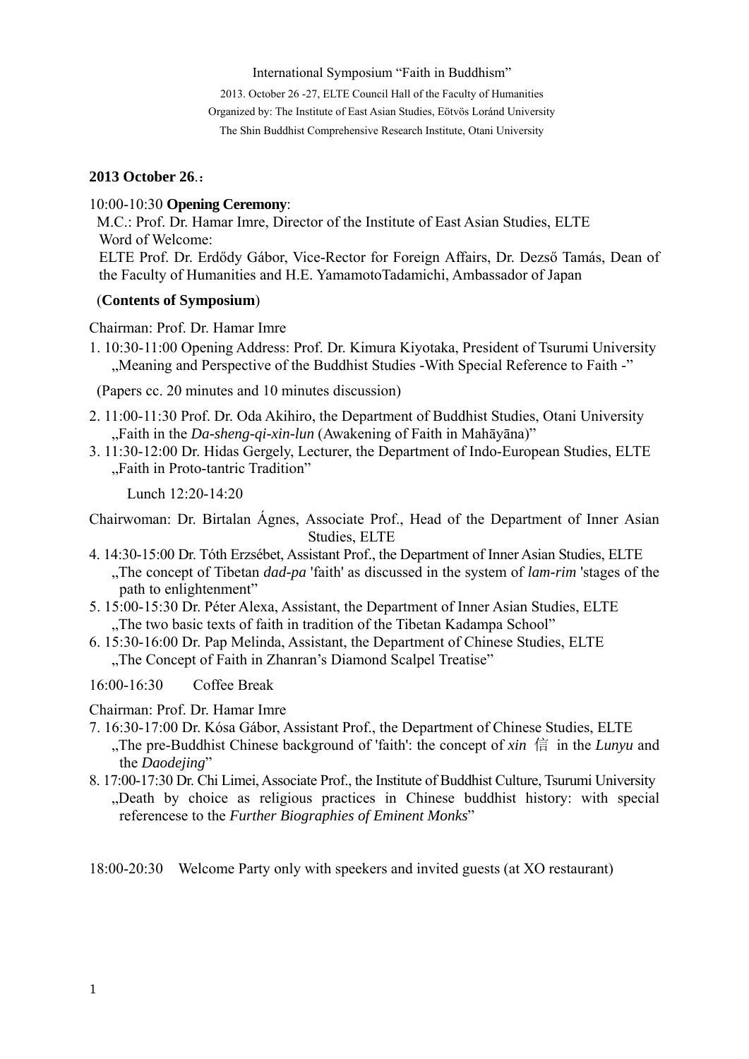International Symposium "Faith in Buddhism"

2013. October 26 -27, ELTE Council Hall of the Faculty of Humanities

Organized by: The Institute of East Asian Studies, Eötvös Loránd University

The Shin Buddhist Comprehensive Research Institute, Otani University

**2013 October 26**.：

10:00-10:30 **Opening Ceremony**:

M.C.: Prof. Dr. Hamar Imre, Director of the Institute of East Asian Studies, ELTE

Word of Welcome:

ELTE Prof. Dr. Erdődy Gábor, Vice-Rector for Foreign Affairs, Dr. Dezső Tamás, Dean of the Faculty of Humanities and H.E. YamamotoTadamichi, Ambassador of Japan

(**Contents of Symposium**)

Chairman: Prof. Dr. Hamar Imre

1. 10:30-11:00 Opening Address: Prof. Dr. Kimura Kiyotaka, President of Tsurumi University „Meaning and Perspective of the Buddhist Studies -With Special Reference to Faith -"

(Papers cc. 20 minutes and 10 minutes discussion)

2. 11:00-11:30 Prof. Dr. Oda Akihiro, the Department of Buddhist Studies, Otani University „Faith in the *Da-sheng-qi-xin-lun* (Awakening of Faith in Mahāyāna)"
3. 11:30-12:00 Dr. Hidas Gergely, Lecturer, the Department of Indo-European Studies, ELTE „Faith in Proto-tantric Tradition"

Lunch 12:20-14:20

Chairwoman: Dr. Birtalan Ágnes, Associate Prof., Head of the Department of Inner Asian Studies, ELTE

4. 14:30-15:00 Dr. Tóth Erzsébet, Assistant Prof., the Department of Inner Asian Studies, ELTE „The concept of Tibetan *dad-pa* 'faith' as discussed in the system of *lam-rim* 'stages of the path to enlightenment"
5. 15:00-15:30 Dr. Péter Alexa, Assistant, the Department of Inner Asian Studies, ELTE „The two basic texts of faith in tradition of the Tibetan Kadampa School"
6. 15:30-16:00 Dr. Pap Melinda, Assistant, the Department of Chinese Studies, ELTE „The Concept of Faith in Zhanran's Diamond Scalpel Treatise"

16:00-16:30 Coffee Break

Chairman: Prof. Dr. Hamar Imre

7. 16:30-17:00 Dr. Kósa Gábor, Assistant Prof., the Department of Chinese Studies, ELTE „The pre-Buddhist Chinese background of 'faith': the concept of *xin* 信 in the *Lunyu* and the *Daodejing*"
8. 17:00-17:30 Dr. Chi Limei, Associate Prof., the Institute of Buddhist Culture, Tsurumi University „Death by choice as religious practices in Chinese buddhist history: with special referencese to the *Further Biographies of Eminent Monks*"

18:00-20:30 Welcome Party only with speekers and invited guests (at XO restaurant)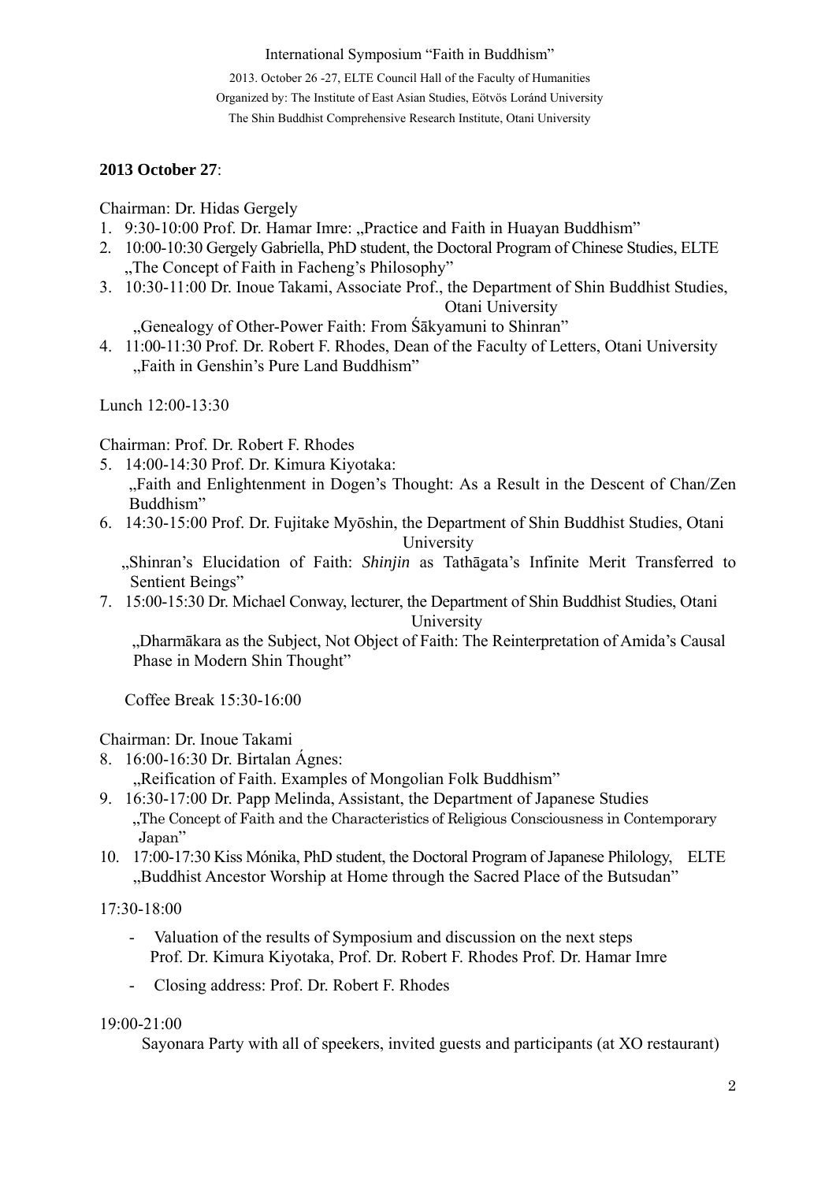International Symposium "Faith in Buddhism"

2013. October 26 -27, ELTE Council Hall of the Faculty of Humanities
Organized by: The Institute of East Asian Studies, Eötvös Loránd University
The Shin Buddhist Comprehensive Research Institute, Otani University

**2013 October 27**:

Chairman: Dr. Hidas Gergely

1. 9:30-10:00 Prof. Dr. Hamar Imre: „Practice and Faith in Huayan Buddhism"
2. 10:00-10:30 Gergely Gabriella, PhD student, the Doctoral Program of Chinese Studies, ELTE
   „The Concept of Faith in Facheng's Philosophy"
3. 10:30-11:00 Dr. Inoue Takami, Associate Prof., the Department of Shin Buddhist Studies, Otani University
   „Genealogy of Other-Power Faith: From Śākyamuni to Shinran"
4. 11:00-11:30 Prof. Dr. Robert F. Rhodes, Dean of the Faculty of Letters, Otani University
   „Faith in Genshin's Pure Land Buddhism"

Lunch 12:00-13:30

Chairman: Prof. Dr. Robert F. Rhodes

5. 14:00-14:30 Prof. Dr. Kimura Kiyotaka:
   „Faith and Enlightenment in Dogen's Thought: As a Result in the Descent of Chan/Zen Buddhism"
6. 14:30-15:00 Prof. Dr. Fujitake Myōshin, the Department of Shin Buddhist Studies, Otani University
   „Shinran's Elucidation of Faith: *Shinjin* as Tathāgata's Infinite Merit Transferred to Sentient Beings"
7. 15:00-15:30 Dr. Michael Conway, lecturer, the Department of Shin Buddhist Studies, Otani University
   „Dharmākara as the Subject, Not Object of Faith: The Reinterpretation of Amida's Causal Phase in Modern Shin Thought"

Coffee Break 15:30-16:00

Chairman: Dr. Inoue Takami

8. 16:00-16:30 Dr. Birtalan Ágnes:
   „Reification of Faith. Examples of Mongolian Folk Buddhism"
9. 16:30-17:00 Dr. Papp Melinda, Assistant, the Department of Japanese Studies
   „The Concept of Faith and the Characteristics of Religious Consciousness in Contemporary Japan"
10. 17:00-17:30 Kiss Mónika, PhD student, the Doctoral Program of Japanese Philology, ELTE
   „Buddhist Ancestor Worship at Home through the Sacred Place of the Butsudan"

17:30-18:00

- Valuation of the results of Symposium and discussion on the next steps
  Prof. Dr. Kimura Kiyotaka, Prof. Dr. Robert F. Rhodes Prof. Dr. Hamar Imre
- Closing address: Prof. Dr. Robert F. Rhodes

19:00-21:00

Sayonara Party with all of speekers, invited guests and participants (at XO restaurant)